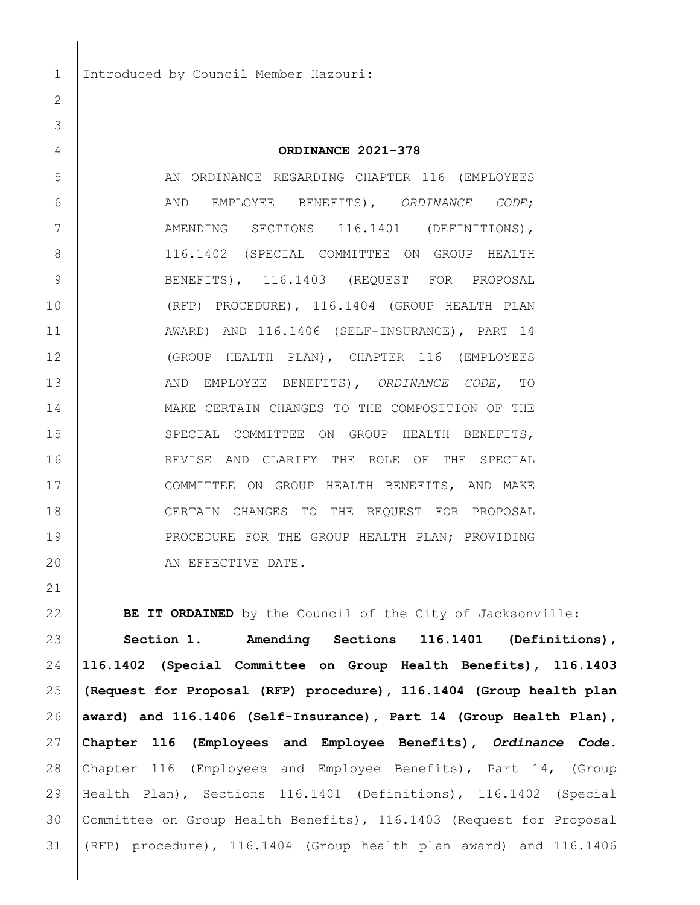Introduced by Council Member Hazouri:

**ORDINANCE 2021-378**

AN ORDINANCE REGARDING CHAPTER 116 (EMPLOYEES AND EMPLOYEE BENEFITS), *ORDINANCE CODE*; AMENDING SECTIONS 116.1401 (DEFINITIONS), 116.1402 (SPECIAL COMMITTEE ON GROUP HEALTH BENEFITS), 116.1403 (REQUEST FOR PROPOSAL (RFP) PROCEDURE), 116.1404 (GROUP HEALTH PLAN AWARD) AND 116.1406 (SELF-INSURANCE), PART 14 (GROUP HEALTH PLAN), CHAPTER 116 (EMPLOYEES AND EMPLOYEE BENEFITS), *ORDINANCE CODE*, TO MAKE CERTAIN CHANGES TO THE COMPOSITION OF THE SPECIAL COMMITTEE ON GROUP HEALTH BENEFITS, REVISE AND CLARIFY THE ROLE OF THE SPECIAL COMMITTEE ON GROUP HEALTH BENEFITS, AND MAKE CERTAIN CHANGES TO THE REQUEST FOR PROPOSAL PROCEDURE FOR THE GROUP HEALTH PLAN; PROVIDING AN EFFECTIVE DATE.

**BE IT ORDAINED** by the Council of the City of Jacksonville:

**Section 1. Amending Sections 116.1401 (Definitions), 116.1402 (Special Committee on Group Health Benefits), 116.1403 (Request for Proposal (RFP) procedure), 116.1404 (Group health plan award) and 116.1406 (Self-Insurance), Part 14 (Group Health Plan), Chapter 116 (Employees and Employee Benefits), *Ordinance Code*.** Chapter 116 (Employees and Employee Benefits), Part 14, (Group Health Plan), Sections 116.1401 (Definitions), 116.1402 (Special Committee on Group Health Benefits), 116.1403 (Request for Proposal (RFP) procedure), 116.1404 (Group health plan award) and 116.1406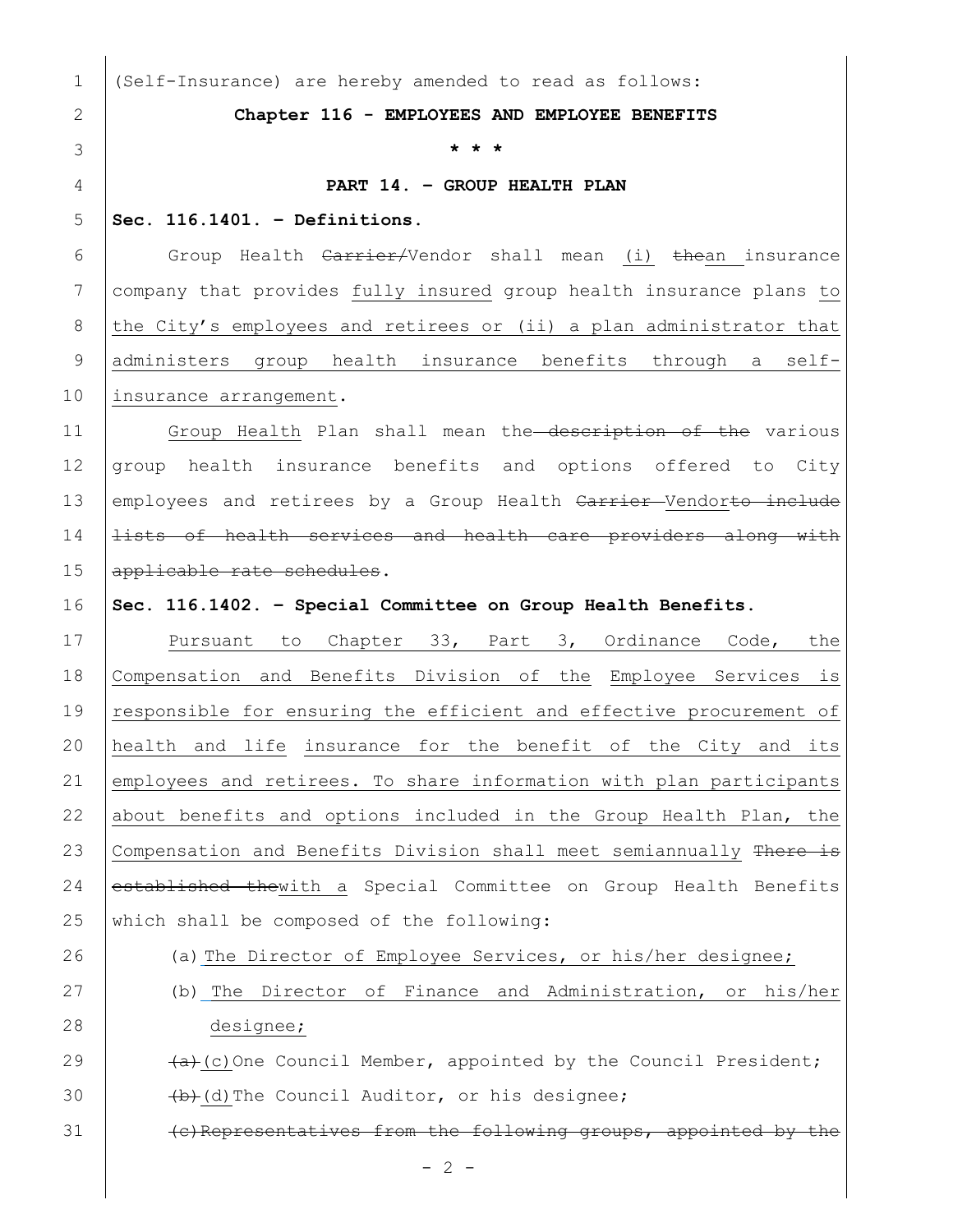(Self-Insurance) are hereby amended to read as follows:

**Chapter 116 - EMPLOYEES AND EMPLOYEE BENEFITS**

**\* \* \***

**PART 14. – GROUP HEALTH PLAN**

**Sec. 116.1401. – Definitions.**

Group Health ~~Carrier/~~Vendor shall mean <u>(i)</u> ~~the~~<u>an</u> insurance company that provides <u>fully insured</u> group health insurance plans <u>to the City's employees and retirees or (ii) a plan administrator that administers group health insurance benefits through a self-insurance arrangement</u>.

<u>Group Health</u> Plan shall mean the ~~description of the~~ various group health insurance benefits and options offered to City employees and retirees by a Group Health ~~Carrier~~ <u>Vendor</u>~~to include lists of health services and health care providers along with applicable rate schedules~~.

**Sec. 116.1402. – Special Committee on Group Health Benefits.**

<u>Pursuant to Chapter 33, Part 3, Ordinance Code, the Compensation and Benefits Division of the</u> <u>Employee Services is responsible for ensuring the efficient and effective procurement of health and life</u> <u>insurance for the benefit of the City and its employees and retirees. To share information with plan participants about benefits and options included in the Group Health Plan, the Compensation and Benefits Division shall meet semiannually</u> ~~There is established the~~<u>with a</u> Special Committee on Group Health Benefits which shall be composed of the following:

(a) <u>The Director of Employee Services, or his/her designee;</u>

(b) <u>The Director of Finance and Administration, or his/her designee;</u>

~~(a)~~<u>(c)</u>One Council Member, appointed by the Council President;

~~(b)~~<u>(d)</u>The Council Auditor, or his designee;

~~(c)Representatives from the following groups, appointed by the~~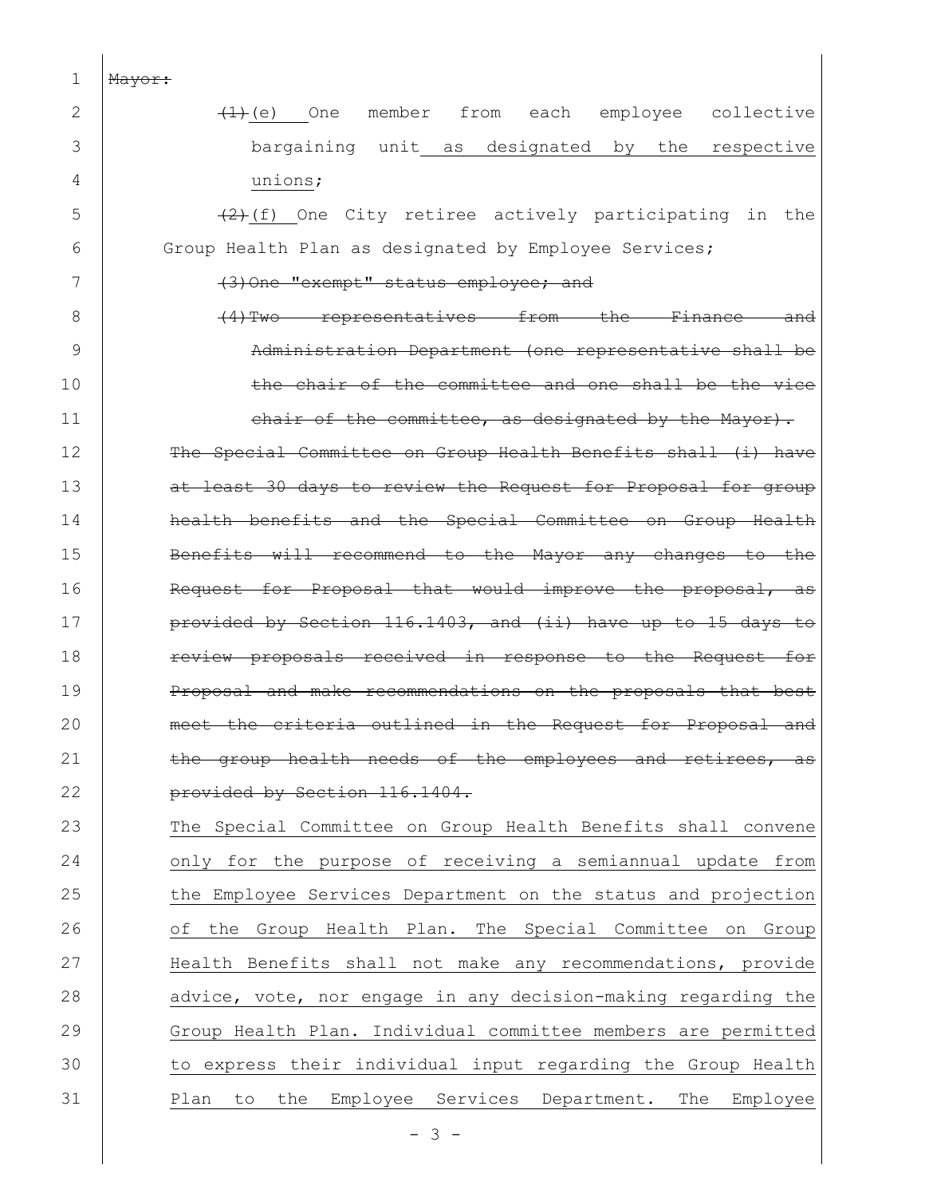~~Mayor:~~

~~(1)~~ <u>(e)</u> One member from each employee collective bargaining unit <u>as designated by the respective unions</u>;

~~(2)~~ <u>(f)</u> One City retiree actively participating in the Group Health Plan as designated by Employee Services;

~~(3) One "exempt" status employee; and~~

~~(4) Two representatives from the Finance and Administration Department (one representative shall be the chair of the committee and one shall be the vice chair of the committee, as designated by the Mayor).~~

~~The Special Committee on Group Health Benefits shall (i) have at least 30 days to review the Request for Proposal for group health benefits and the Special Committee on Group Health Benefits will recommend to the Mayor any changes to the Request for Proposal that would improve the proposal, as provided by Section 116.1403, and (ii) have up to 15 days to review proposals received in response to the Request for Proposal and make recommendations on the proposals that best meet the criteria outlined in the Request for Proposal and the group health needs of the employees and retirees, as provided by Section 116.1404.~~

<u>The Special Committee on Group Health Benefits shall convene only for the purpose of receiving a semiannual update from the Employee Services Department on the status and projection of the Group Health Plan. The Special Committee on Group Health Benefits shall not make any recommendations, provide advice, vote, nor engage in any decision-making regarding the Group Health Plan. Individual committee members are permitted to express their individual input regarding the Group Health Plan to the Employee Services Department. The Employee</u>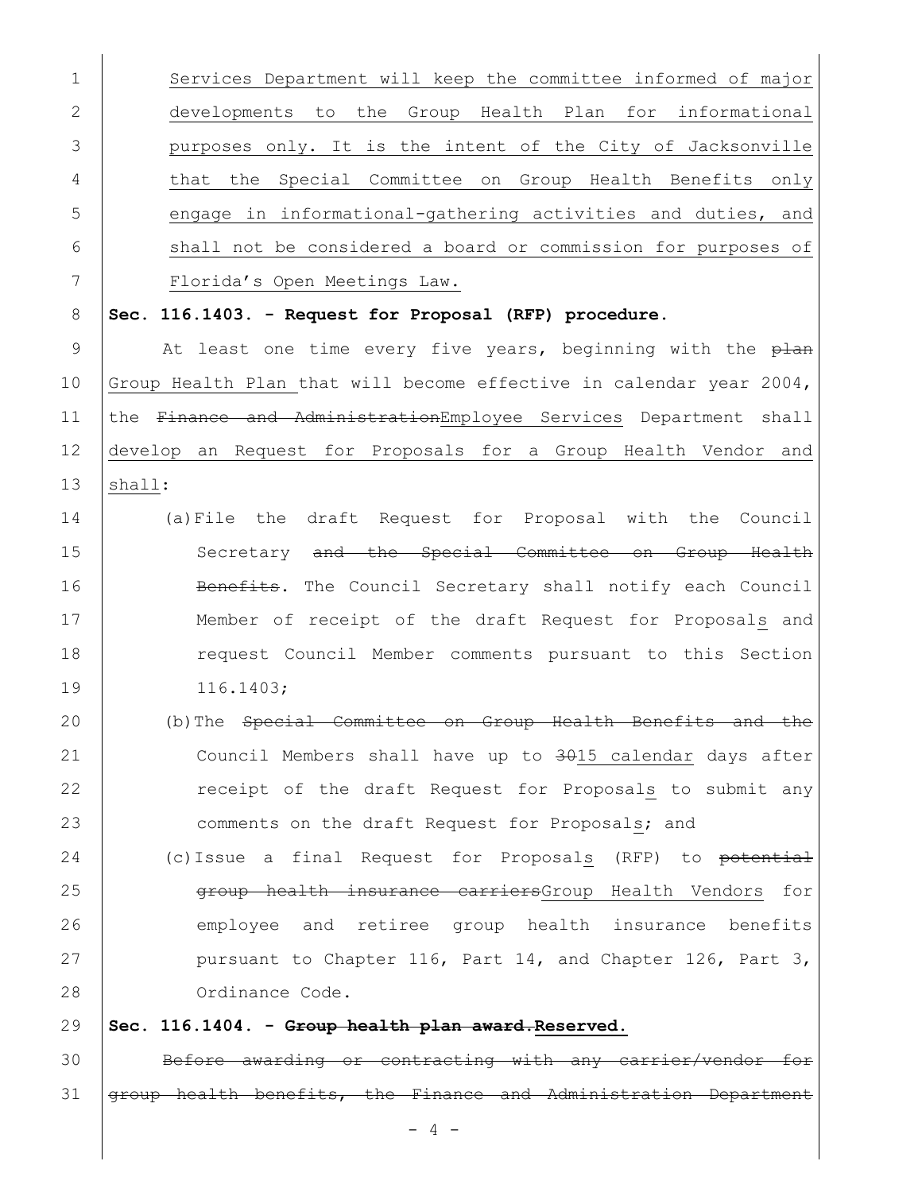Services Department will keep the committee informed of major developments to the Group Health Plan for informational purposes only. It is the intent of the City of Jacksonville that the Special Committee on Group Health Benefits only engage in informational-gathering activities and duties, and shall not be considered a board or commission for purposes of Florida's Open Meetings Law.

**Sec. 116.1403. - Request for Proposal (RFP) procedure.**

At least one time every five years, beginning with the ~~plan~~ Group Health Plan that will become effective in calendar year 2004, the ~~Finance and Administration~~Employee Services Department shall develop an Request for Proposals for a Group Health Vendor and shall:

(a) File the draft Request for Proposal with the Council Secretary ~~and the Special Committee on Group Health Benefits~~. The Council Secretary shall notify each Council Member of receipt of the draft Request for Proposals and request Council Member comments pursuant to this Section 116.1403;

(b) The ~~Special Committee on Group Health Benefits and the~~ Council Members shall have up to ~~30~~15 calendar days after receipt of the draft Request for Proposals to submit any comments on the draft Request for Proposals; and

(c) Issue a final Request for Proposals (RFP) to ~~potential group health insurance carriers~~Group Health Vendors for employee and retiree group health insurance benefits pursuant to Chapter 116, Part 14, and Chapter 126, Part 3, Ordinance Code.

**Sec. 116.1404. - ~~Group health plan award.~~Reserved.**

~~Before awarding or contracting with any carrier/vendor for group health benefits, the Finance and Administration Department~~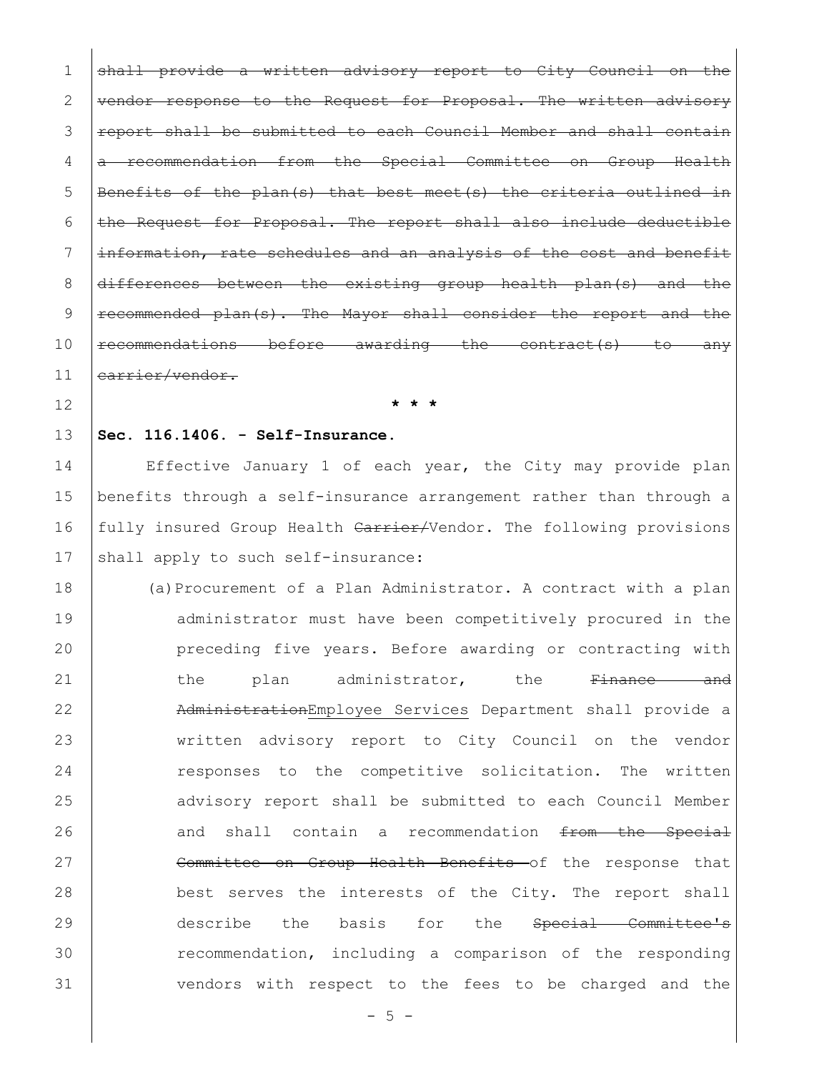~~shall provide a written advisory report to City Council on the vendor response to the Request for Proposal. The written advisory report shall be submitted to each Council Member and shall contain a recommendation from the Special Committee on Group Health Benefits of the plan(s) that best meet(s) the criteria outlined in the Request for Proposal. The report shall also include deductible information, rate schedules and an analysis of the cost and benefit differences between the existing group health plan(s) and the recommended plan(s). The Mayor shall consider the report and the recommendations before awarding the contract(s) to any carrier/vendor.~~

\* \* \*

**Sec. 116.1406. - Self-Insurance.**

Effective January 1 of each year, the City may provide plan benefits through a self-insurance arrangement rather than through a fully insured Group Health ~~Carrier/~~Vendor. The following provisions shall apply to such self-insurance:

(a) Procurement of a Plan Administrator. A contract with a plan administrator must have been competitively procured in the preceding five years. Before awarding or contracting with the plan administrator, the ~~Finance and Administration~~<u>Employee Services</u> Department shall provide a written advisory report to City Council on the vendor responses to the competitive solicitation. The written advisory report shall be submitted to each Council Member and shall contain a recommendation ~~from the Special Committee on Group Health Benefits~~ of the response that best serves the interests of the City. The report shall describe the basis for the ~~Special Committee's~~ recommendation, including a comparison of the responding vendors with respect to the fees to be charged and the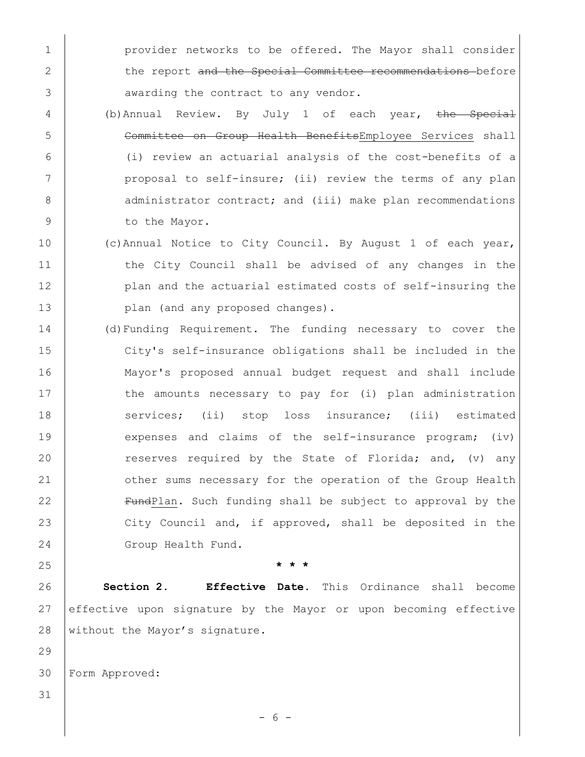provider networks to be offered. The Mayor shall consider the report ~~and the Special Committee recommendations~~ before awarding the contract to any vendor.

(b) Annual Review. By July 1 of each year, ~~the Special Committee on Group Health Benefits~~<u>Employee Services</u> shall (i) review an actuarial analysis of the cost-benefits of a proposal to self-insure; (ii) review the terms of any plan administrator contract; and (iii) make plan recommendations to the Mayor.

(c) Annual Notice to City Council. By August 1 of each year, the City Council shall be advised of any changes in the plan and the actuarial estimated costs of self-insuring the plan (and any proposed changes).

(d) Funding Requirement. The funding necessary to cover the City's self-insurance obligations shall be included in the Mayor's proposed annual budget request and shall include the amounts necessary to pay for (i) plan administration services; (ii) stop loss insurance; (iii) estimated expenses and claims of the self-insurance program; (iv) reserves required by the State of Florida; and, (v) any other sums necessary for the operation of the Group Health ~~Fund~~<u>Plan</u>. Such funding shall be subject to approval by the City Council and, if approved, shall be deposited in the Group Health Fund.

\* \* \*

**Section 2. Effective Date.** This Ordinance shall become effective upon signature by the Mayor or upon becoming effective without the Mayor's signature.

Form Approved: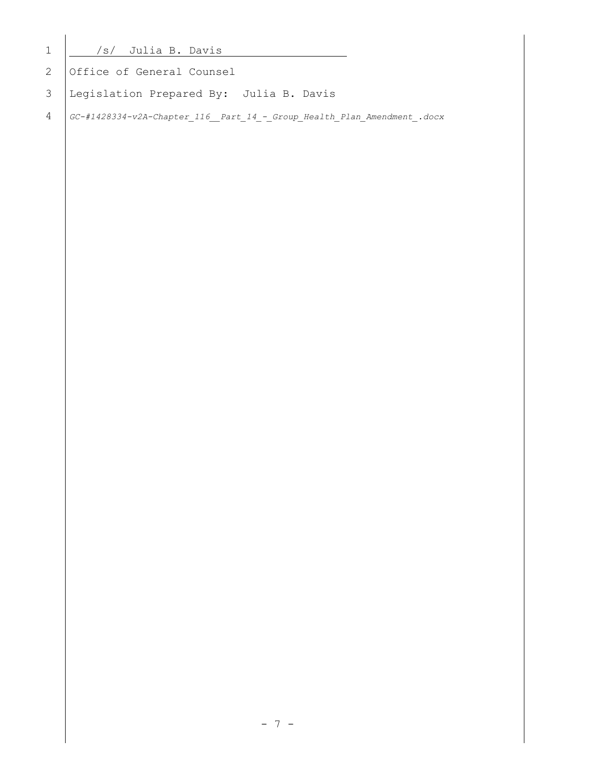/s/ Julia B. Davis

Office of General Counsel

Legislation Prepared By: Julia B. Davis

*GC-#1428334-v2A-Chapter_116__Part_14_-_Group_Health_Plan_Amendment_.docx*